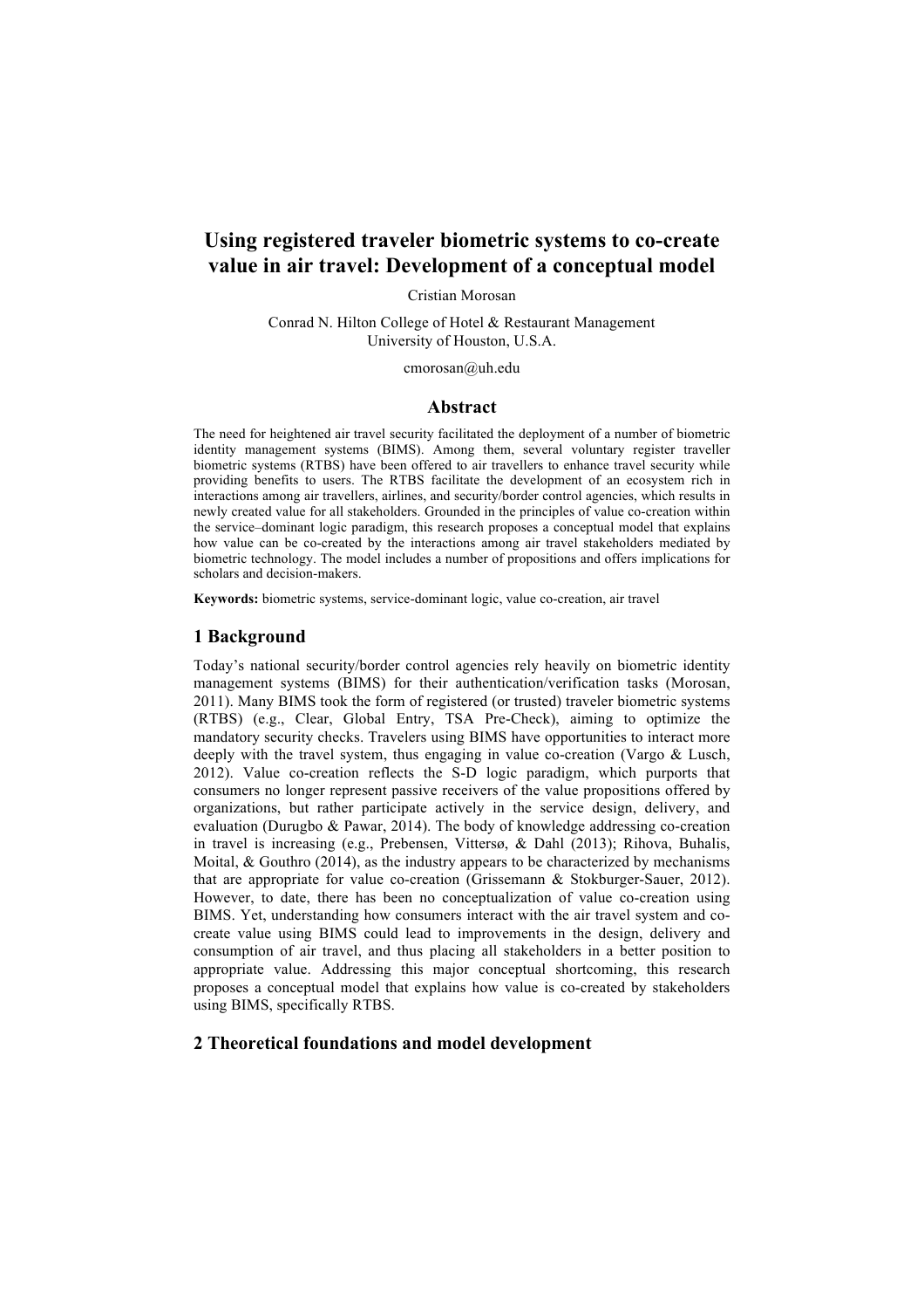# Using registered traveler biometric systems to co-create value in air travel: Development of a conceptual model

Cristian Morosan

Conrad N. Hilton College of Hotel & Restaurant Management
University of Houston, U.S.A.

cmorosan@uh.edu

## Abstract

The need for heightened air travel security facilitated the deployment of a number of biometric identity management systems (BIMS). Among them, several voluntary register traveller biometric systems (RTBS) have been offered to air travellers to enhance travel security while providing benefits to users. The RTBS facilitate the development of an ecosystem rich in interactions among air travellers, airlines, and security/border control agencies, which results in newly created value for all stakeholders. Grounded in the principles of value co-creation within the service–dominant logic paradigm, this research proposes a conceptual model that explains how value can be co-created by the interactions among air travel stakeholders mediated by biometric technology. The model includes a number of propositions and offers implications for scholars and decision-makers.

**Keywords:** biometric systems, service-dominant logic, value co-creation, air travel

## 1 Background

Today's national security/border control agencies rely heavily on biometric identity management systems (BIMS) for their authentication/verification tasks (Morosan, 2011). Many BIMS took the form of registered (or trusted) traveler biometric systems (RTBS) (e.g., Clear, Global Entry, TSA Pre-Check), aiming to optimize the mandatory security checks. Travelers using BIMS have opportunities to interact more deeply with the travel system, thus engaging in value co-creation (Vargo & Lusch, 2012). Value co-creation reflects the S-D logic paradigm, which purports that consumers no longer represent passive receivers of the value propositions offered by organizations, but rather participate actively in the service design, delivery, and evaluation (Durugbo & Pawar, 2014). The body of knowledge addressing co-creation in travel is increasing (e.g., Prebensen, Vittersø, & Dahl (2013); Rihova, Buhalis, Moital, & Gouthro (2014), as the industry appears to be characterized by mechanisms that are appropriate for value co-creation (Grissemann & Stokburger-Sauer, 2012). However, to date, there has been no conceptualization of value co-creation using BIMS. Yet, understanding how consumers interact with the air travel system and co-create value using BIMS could lead to improvements in the design, delivery and consumption of air travel, and thus placing all stakeholders in a better position to appropriate value. Addressing this major conceptual shortcoming, this research proposes a conceptual model that explains how value is co-created by stakeholders using BIMS, specifically RTBS.

## 2 Theoretical foundations and model development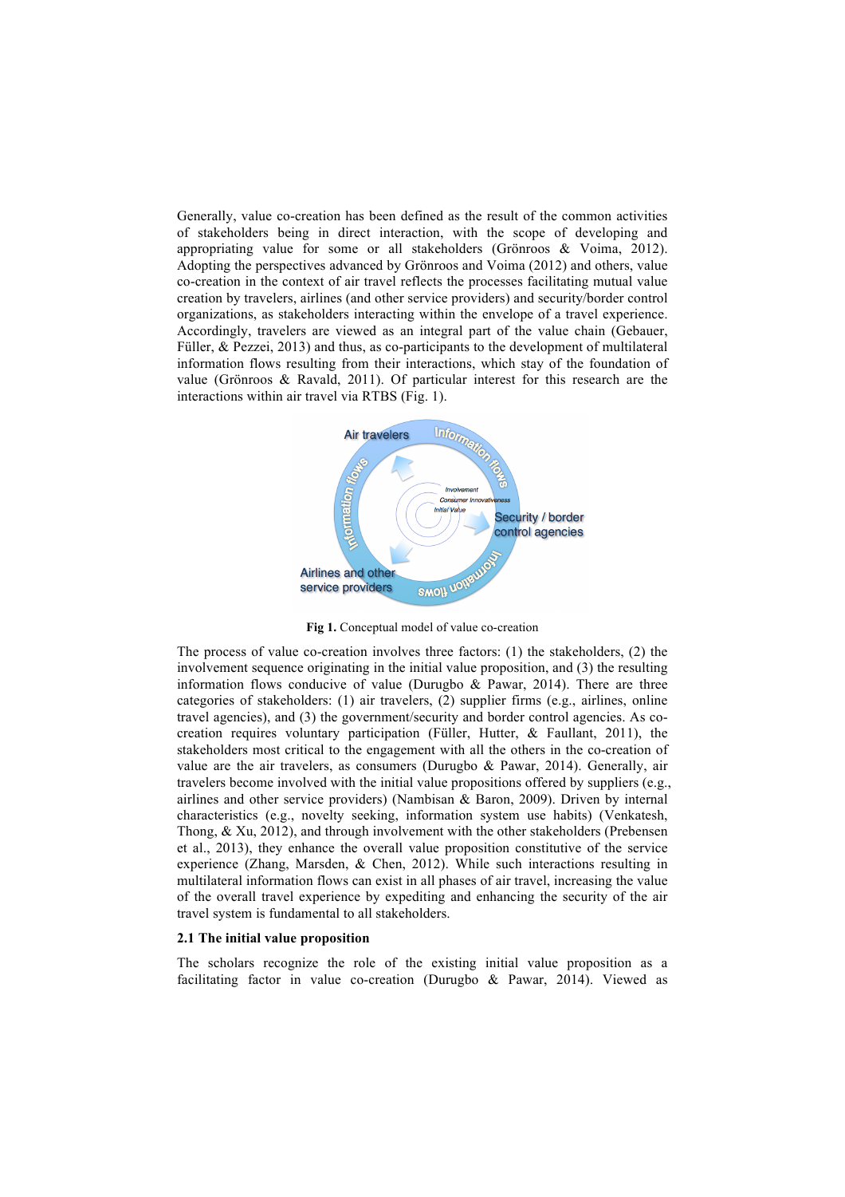Generally, value co-creation has been defined as the result of the common activities of stakeholders being in direct interaction, with the scope of developing and appropriating value for some or all stakeholders (Grönroos & Voima, 2012). Adopting the perspectives advanced by Grönroos and Voima (2012) and others, value co-creation in the context of air travel reflects the processes facilitating mutual value creation by travelers, airlines (and other service providers) and security/border control organizations, as stakeholders interacting within the envelope of a travel experience. Accordingly, travelers are viewed as an integral part of the value chain (Gebauer, Füller, & Pezzei, 2013) and thus, as co-participants to the development of multilateral information flows resulting from their interactions, which stay of the foundation of value (Grönroos & Ravald, 2011). Of particular interest for this research are the interactions within air travel via RTBS (Fig. 1).

**Fig 1.** Conceptual model of value co-creation

The process of value co-creation involves three factors: (1) the stakeholders, (2) the involvement sequence originating in the initial value proposition, and (3) the resulting information flows conducive of value (Durugbo & Pawar, 2014). There are three categories of stakeholders: (1) air travelers, (2) supplier firms (e.g., airlines, online travel agencies), and (3) the government/security and border control agencies. As co-creation requires voluntary participation (Füller, Hutter, & Faullant, 2011), the stakeholders most critical to the engagement with all the others in the co-creation of value are the air travelers, as consumers (Durugbo & Pawar, 2014). Generally, air travelers become involved with the initial value propositions offered by suppliers (e.g., airlines and other service providers) (Nambisan & Baron, 2009). Driven by internal characteristics (e.g., novelty seeking, information system use habits) (Venkatesh, Thong, & Xu, 2012), and through involvement with the other stakeholders (Prebensen et al., 2013), they enhance the overall value proposition constitutive of the service experience (Zhang, Marsden, & Chen, 2012). While such interactions resulting in multilateral information flows can exist in all phases of air travel, increasing the value of the overall travel experience by expediting and enhancing the security of the air travel system is fundamental to all stakeholders.

### 2.1 The initial value proposition

The scholars recognize the role of the existing initial value proposition as a facilitating factor in value co-creation (Durugbo & Pawar, 2014). Viewed as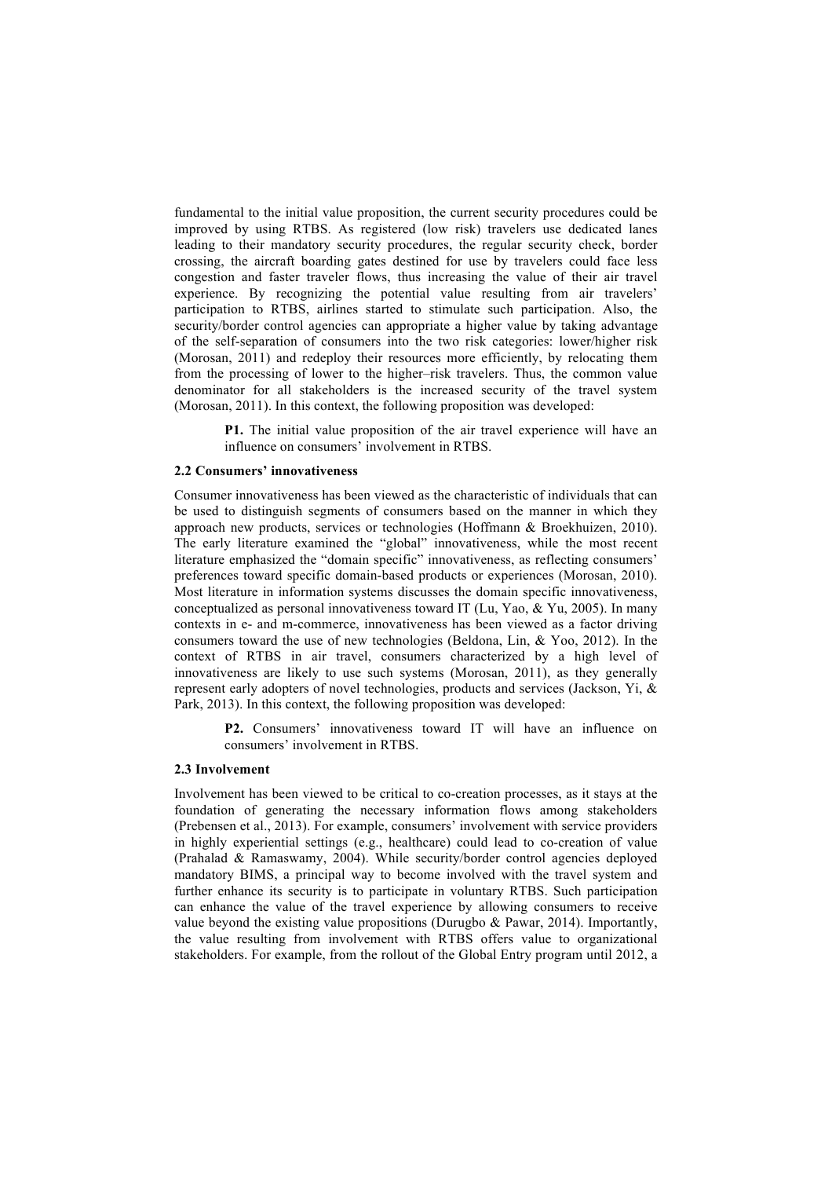fundamental to the initial value proposition, the current security procedures could be improved by using RTBS. As registered (low risk) travelers use dedicated lanes leading to their mandatory security procedures, the regular security check, border crossing, the aircraft boarding gates destined for use by travelers could face less congestion and faster traveler flows, thus increasing the value of their air travel experience. By recognizing the potential value resulting from air travelers' participation to RTBS, airlines started to stimulate such participation. Also, the security/border control agencies can appropriate a higher value by taking advantage of the self-separation of consumers into the two risk categories: lower/higher risk (Morosan, 2011) and redeploy their resources more efficiently, by relocating them from the processing of lower to the higher–risk travelers. Thus, the common value denominator for all stakeholders is the increased security of the travel system (Morosan, 2011). In this context, the following proposition was developed:

> **P1.** The initial value proposition of the air travel experience will have an influence on consumers' involvement in RTBS.

### 2.2 Consumers' innovativeness

Consumer innovativeness has been viewed as the characteristic of individuals that can be used to distinguish segments of consumers based on the manner in which they approach new products, services or technologies (Hoffmann & Broekhuizen, 2010). The early literature examined the "global" innovativeness, while the most recent literature emphasized the "domain specific" innovativeness, as reflecting consumers' preferences toward specific domain-based products or experiences (Morosan, 2010). Most literature in information systems discusses the domain specific innovativeness, conceptualized as personal innovativeness toward IT (Lu, Yao, & Yu, 2005). In many contexts in e- and m-commerce, innovativeness has been viewed as a factor driving consumers toward the use of new technologies (Beldona, Lin, & Yoo, 2012). In the context of RTBS in air travel, consumers characterized by a high level of innovativeness are likely to use such systems (Morosan, 2011), as they generally represent early adopters of novel technologies, products and services (Jackson, Yi, & Park, 2013). In this context, the following proposition was developed:

> **P2.** Consumers' innovativeness toward IT will have an influence on consumers' involvement in RTBS.

### 2.3 Involvement

Involvement has been viewed to be critical to co-creation processes, as it stays at the foundation of generating the necessary information flows among stakeholders (Prebensen et al., 2013). For example, consumers' involvement with service providers in highly experiential settings (e.g., healthcare) could lead to co-creation of value (Prahalad & Ramaswamy, 2004). While security/border control agencies deployed mandatory BIMS, a principal way to become involved with the travel system and further enhance its security is to participate in voluntary RTBS. Such participation can enhance the value of the travel experience by allowing consumers to receive value beyond the existing value propositions (Durugbo & Pawar, 2014). Importantly, the value resulting from involvement with RTBS offers value to organizational stakeholders. For example, from the rollout of the Global Entry program until 2012, a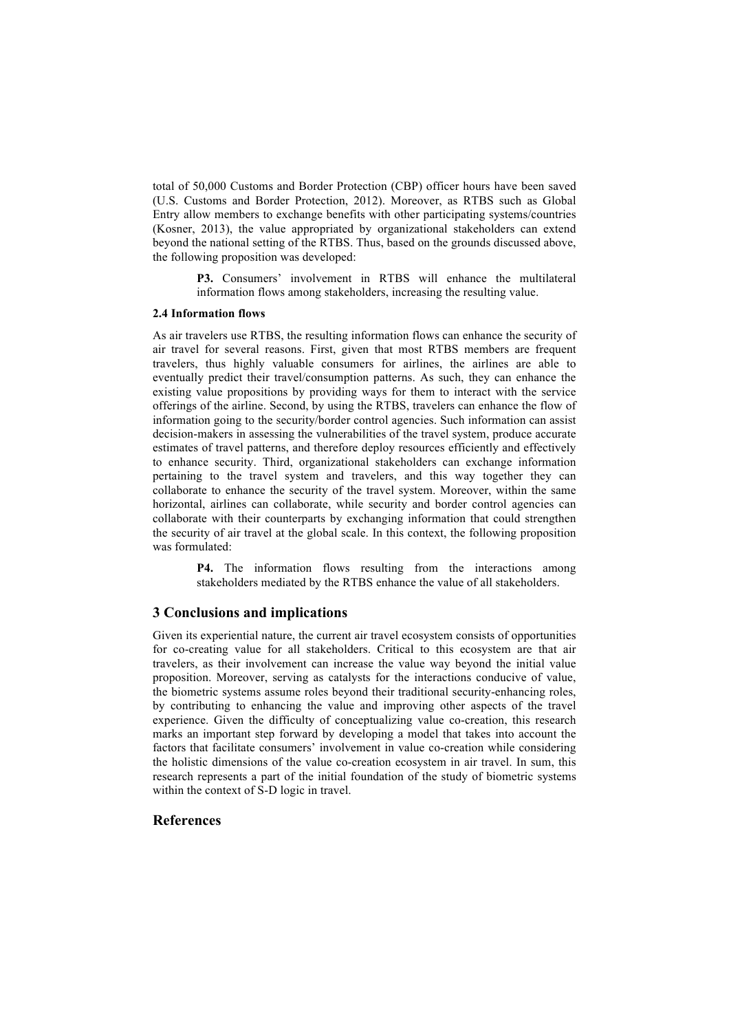total of 50,000 Customs and Border Protection (CBP) officer hours have been saved (U.S. Customs and Border Protection, 2012). Moreover, as RTBS such as Global Entry allow members to exchange benefits with other participating systems/countries (Kosner, 2013), the value appropriated by organizational stakeholders can extend beyond the national setting of the RTBS. Thus, based on the grounds discussed above, the following proposition was developed:

> **P3.** Consumers' involvement in RTBS will enhance the multilateral information flows among stakeholders, increasing the resulting value.

### 2.4 Information flows

As air travelers use RTBS, the resulting information flows can enhance the security of air travel for several reasons. First, given that most RTBS members are frequent travelers, thus highly valuable consumers for airlines, the airlines are able to eventually predict their travel/consumption patterns. As such, they can enhance the existing value propositions by providing ways for them to interact with the service offerings of the airline. Second, by using the RTBS, travelers can enhance the flow of information going to the security/border control agencies. Such information can assist decision-makers in assessing the vulnerabilities of the travel system, produce accurate estimates of travel patterns, and therefore deploy resources efficiently and effectively to enhance security. Third, organizational stakeholders can exchange information pertaining to the travel system and travelers, and this way together they can collaborate to enhance the security of the travel system. Moreover, within the same horizontal, airlines can collaborate, while security and border control agencies can collaborate with their counterparts by exchanging information that could strengthen the security of air travel at the global scale. In this context, the following proposition was formulated:

> **P4.** The information flows resulting from the interactions among stakeholders mediated by the RTBS enhance the value of all stakeholders.

## 3 Conclusions and implications

Given its experiential nature, the current air travel ecosystem consists of opportunities for co-creating value for all stakeholders. Critical to this ecosystem are that air travelers, as their involvement can increase the value way beyond the initial value proposition. Moreover, serving as catalysts for the interactions conducive of value, the biometric systems assume roles beyond their traditional security-enhancing roles, by contributing to enhancing the value and improving other aspects of the travel experience. Given the difficulty of conceptualizing value co-creation, this research marks an important step forward by developing a model that takes into account the factors that facilitate consumers' involvement in value co-creation while considering the holistic dimensions of the value co-creation ecosystem in air travel. In sum, this research represents a part of the initial foundation of the study of biometric systems within the context of S-D logic in travel.

## References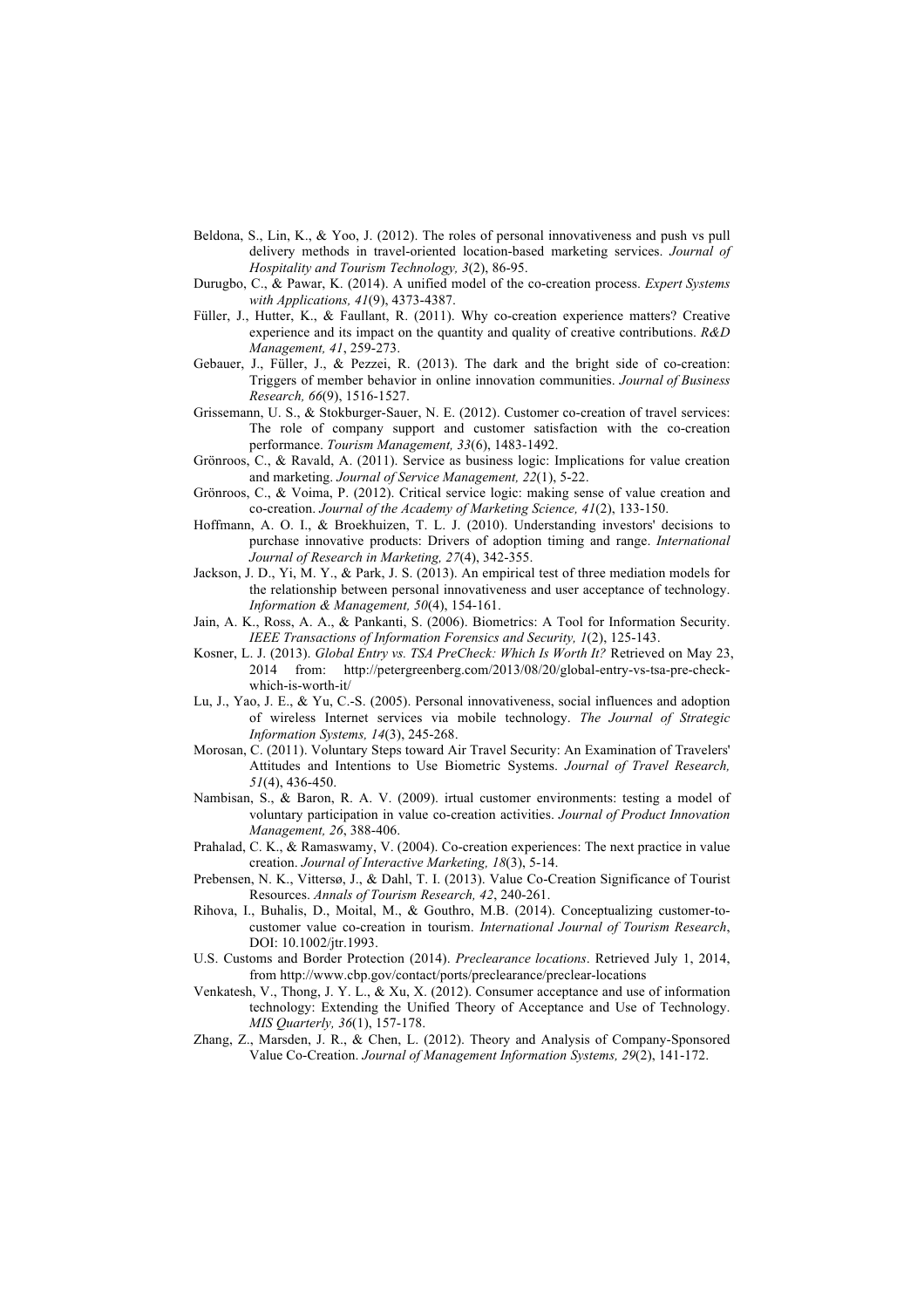Beldona, S., Lin, K., & Yoo, J. (2012). The roles of personal innovativeness and push vs pull delivery methods in travel-oriented location-based marketing services. *Journal of Hospitality and Tourism Technology, 3*(2), 86-95.

Durugbo, C., & Pawar, K. (2014). A unified model of the co-creation process. *Expert Systems with Applications, 41*(9), 4373-4387.

Füller, J., Hutter, K., & Faullant, R. (2011). Why co-creation experience matters? Creative experience and its impact on the quantity and quality of creative contributions. *R&D Management, 41*, 259-273.

Gebauer, J., Füller, J., & Pezzei, R. (2013). The dark and the bright side of co-creation: Triggers of member behavior in online innovation communities. *Journal of Business Research, 66*(9), 1516-1527.

Grissemann, U. S., & Stokburger-Sauer, N. E. (2012). Customer co-creation of travel services: The role of company support and customer satisfaction with the co-creation performance. *Tourism Management, 33*(6), 1483-1492.

Grönroos, C., & Ravald, A. (2011). Service as business logic: Implications for value creation and marketing. *Journal of Service Management, 22*(1), 5-22.

Grönroos, C., & Voima, P. (2012). Critical service logic: making sense of value creation and co-creation. *Journal of the Academy of Marketing Science, 41*(2), 133-150.

Hoffmann, A. O. I., & Broekhuizen, T. L. J. (2010). Understanding investors' decisions to purchase innovative products: Drivers of adoption timing and range. *International Journal of Research in Marketing, 27*(4), 342-355.

Jackson, J. D., Yi, M. Y., & Park, J. S. (2013). An empirical test of three mediation models for the relationship between personal innovativeness and user acceptance of technology. *Information & Management, 50*(4), 154-161.

Jain, A. K., Ross, A. A., & Pankanti, S. (2006). Biometrics: A Tool for Information Security. *IEEE Transactions of Information Forensics and Security, 1*(2), 125-143.

Kosner, L. J. (2013). *Global Entry vs. TSA PreCheck: Which Is Worth It?* Retrieved on May 23, 2014 from: http://petergreenberg.com/2013/08/20/global-entry-vs-tsa-pre-check-which-is-worth-it/

Lu, J., Yao, J. E., & Yu, C.-S. (2005). Personal innovativeness, social influences and adoption of wireless Internet services via mobile technology. *The Journal of Strategic Information Systems, 14*(3), 245-268.

Morosan, C. (2011). Voluntary Steps toward Air Travel Security: An Examination of Travelers' Attitudes and Intentions to Use Biometric Systems. *Journal of Travel Research, 51*(4), 436-450.

Nambisan, S., & Baron, R. A. V. (2009). irtual customer environments: testing a model of voluntary participation in value co-creation activities. *Journal of Product Innovation Management, 26*, 388-406.

Prahalad, C. K., & Ramaswamy, V. (2004). Co-creation experiences: The next practice in value creation. *Journal of Interactive Marketing, 18*(3), 5-14.

Prebensen, N. K., Vittersø, J., & Dahl, T. I. (2013). Value Co-Creation Significance of Tourist Resources. *Annals of Tourism Research, 42*, 240-261.

Rihova, I., Buhalis, D., Moital, M., & Gouthro, M.B. (2014). Conceptualizing customer-to-customer value co-creation in tourism. *International Journal of Tourism Research*, DOI: 10.1002/jtr.1993.

U.S. Customs and Border Protection (2014). *Preclearance locations*. Retrieved July 1, 2014, from http://www.cbp.gov/contact/ports/preclearance/preclear-locations

Venkatesh, V., Thong, J. Y. L., & Xu, X. (2012). Consumer acceptance and use of information technology: Extending the Unified Theory of Acceptance and Use of Technology. *MIS Quarterly, 36*(1), 157-178.

Zhang, Z., Marsden, J. R., & Chen, L. (2012). Theory and Analysis of Company-Sponsored Value Co-Creation. *Journal of Management Information Systems, 29*(2), 141-172.